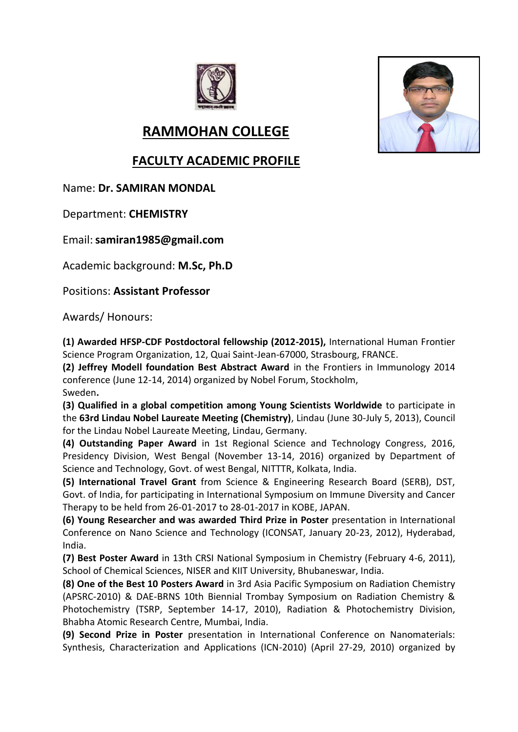# RAMMOHAN COLLEGE

## FACULTY ACADEMIC PROFILE

Name: **Dr. SAMIRAN MONDAL**

Department: **CHEMISTRY**

Email: **samiran1985@gmail.com**

Academic background: **M.Sc, Ph.D**

Positions: **Assistant Professor**

Awards/ Honours:

**(1) Awarded HFSP-CDF Postdoctoral fellowship (2012-2015),** International Human Frontier Science Program Organization, 12, Quai Saint-Jean-67000, Strasbourg, FRANCE.

**(2) Jeffrey Modell foundation Best Abstract Award** in the Frontiers in Immunology 2014 conference (June 12-14, 2014) organized by Nobel Forum, Stockholm, Sweden**.**

**(3) Qualified in a global competition among Young Scientists Worldwide** to participate in the **63rd Lindau Nobel Laureate Meeting (Chemistry)**, Lindau (June 30-July 5, 2013), Council for the Lindau Nobel Laureate Meeting, Lindau, Germany.

**(4) Outstanding Paper Award** in 1st Regional Science and Technology Congress, 2016, Presidency Division, West Bengal (November 13-14, 2016) organized by Department of Science and Technology, Govt. of west Bengal, NITTTR, Kolkata, India.

**(5) International Travel Grant** from Science & Engineering Research Board (SERB), DST, Govt. of India, for participating in International Symposium on Immune Diversity and Cancer Therapy to be held from 26-01-2017 to 28-01-2017 in KOBE, JAPAN.

**(6) Young Researcher and was awarded Third Prize in Poster** presentation in International Conference on Nano Science and Technology (ICONSAT, January 20-23, 2012), Hyderabad, India.

**(7) Best Poster Award** in 13th CRSI National Symposium in Chemistry (February 4-6, 2011), School of Chemical Sciences, NISER and KIIT University, Bhubaneswar, India.

**(8) One of the Best 10 Posters Award** in 3rd Asia Pacific Symposium on Radiation Chemistry (APSRC-2010) & DAE-BRNS 10th Biennial Trombay Symposium on Radiation Chemistry & Photochemistry (TSRP, September 14-17, 2010), Radiation & Photochemistry Division, Bhabha Atomic Research Centre, Mumbai, India.

**(9) Second Prize in Poster** presentation in International Conference on Nanomaterials: Synthesis, Characterization and Applications (ICN-2010) (April 27-29, 2010) organized by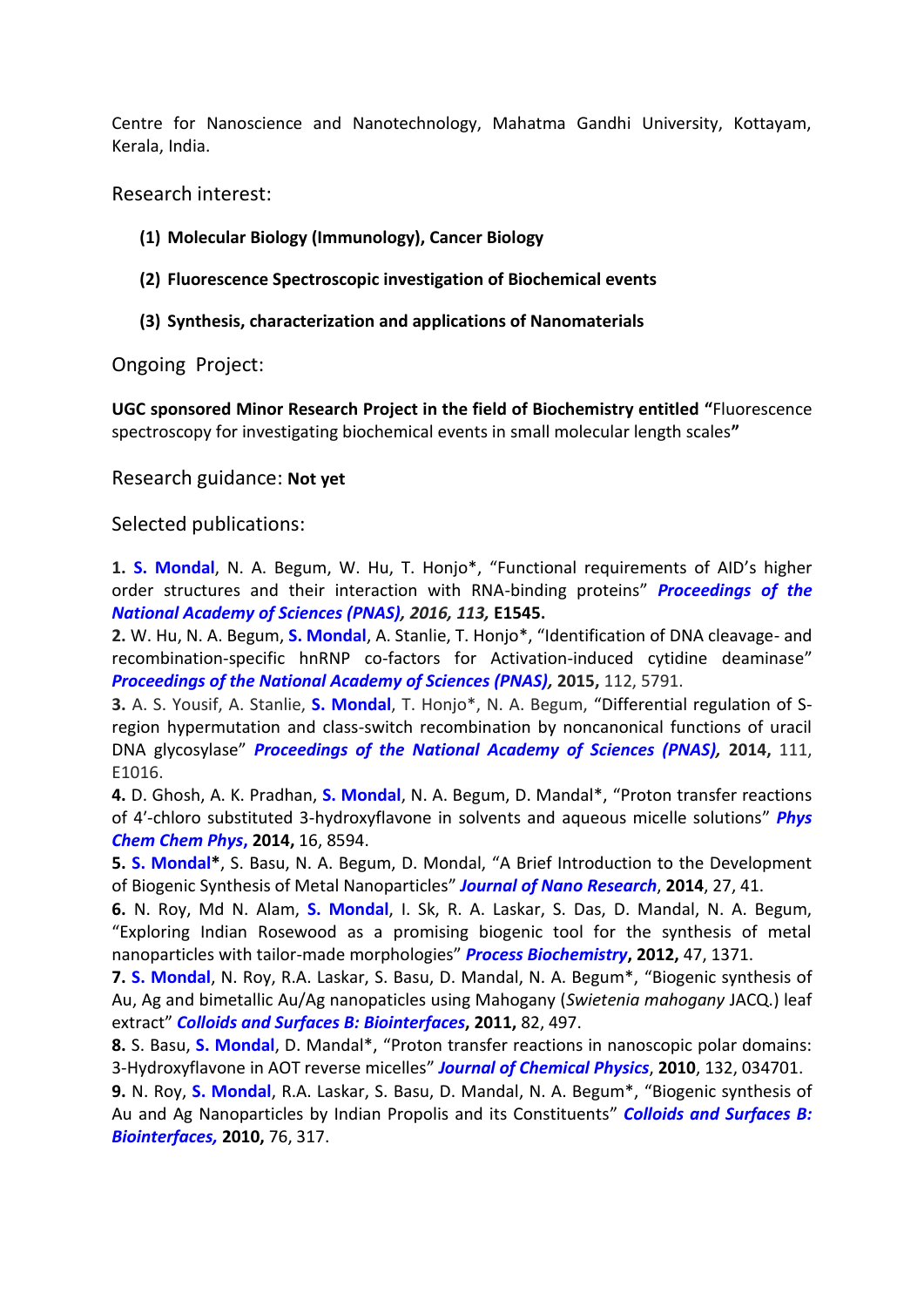Centre for Nanoscience and Nanotechnology, Mahatma Gandhi University, Kottayam, Kerala, India.

## Research interest:

**(1) Molecular Biology (Immunology), Cancer Biology**

**(2) Fluorescence Spectroscopic investigation of Biochemical events**

**(3) Synthesis, characterization and applications of Nanomaterials**

## Ongoing Project:

**UGC sponsored Minor Research Project in the field of Biochemistry entitled "**Fluorescence spectroscopy for investigating biochemical events in small molecular length scales**"**

## Research guidance: **Not yet**

## Selected publications:

**1.** **S. Mondal**, N. A. Begum, W. Hu, T. Honjo*, "Functional requirements of AID's higher order structures and their interaction with RNA-binding proteins" ***Proceedings of the National Academy of Sciences (PNAS), 2016, 113,*** **E1545.**

**2.** W. Hu, N. A. Begum, **S. Mondal**, A. Stanlie, T. Honjo*, "Identification of DNA cleavage- and recombination-specific hnRNP co-factors for Activation-induced cytidine deaminase" ***Proceedings of the National Academy of Sciences (PNAS)***, **2015,** 112, 5791.

**3.** A. S. Yousif, A. Stanlie, **S. Mondal**, T. Honjo*, N. A. Begum, "Differential regulation of S-region hypermutation and class-switch recombination by noncanonical functions of uracil DNA glycosylase" ***Proceedings of the National Academy of Sciences (PNAS),*** **2014,** 111, E1016.

**4.** D. Ghosh, A. K. Pradhan, **S. Mondal**, N. A. Begum, D. Mandal*, "Proton transfer reactions of 4'-chloro substituted 3-hydroxyflavone in solvents and aqueous micelle solutions" ***Phys Chem Chem Phys***, **2014,** 16, 8594.

**5.** **S. Mondal***, S. Basu, N. A. Begum, D. Mondal, "A Brief Introduction to the Development of Biogenic Synthesis of Metal Nanoparticles" ***Journal of Nano Research***, **2014**, 27, 41.

**6.** N. Roy, Md N. Alam, **S. Mondal**, I. Sk, R. A. Laskar, S. Das, D. Mandal, N. A. Begum, "Exploring Indian Rosewood as a promising biogenic tool for the synthesis of metal nanoparticles with tailor-made morphologies" ***Process Biochemistry***, **2012,** 47, 1371.

**7.** **S. Mondal**, N. Roy, R.A. Laskar, S. Basu, D. Mandal, N. A. Begum*, "Biogenic synthesis of Au, Ag and bimetallic Au/Ag nanopaticles using Mahogany (*Swietenia mahogany* JACQ.) leaf extract" ***Colloids and Surfaces B: Biointerfaces***, **2011,** 82, 497.

**8.** S. Basu, **S. Mondal**, D. Mandal*, "Proton transfer reactions in nanoscopic polar domains: 3-Hydroxyflavone in AOT reverse micelles" ***Journal of Chemical Physics***, **2010**, 132, 034701.

**9.** N. Roy, **S. Mondal**, R.A. Laskar, S. Basu, D. Mandal, N. A. Begum*, "Biogenic synthesis of Au and Ag Nanoparticles by Indian Propolis and its Constituents" ***Colloids and Surfaces B: Biointerfaces,*** **2010,** 76, 317.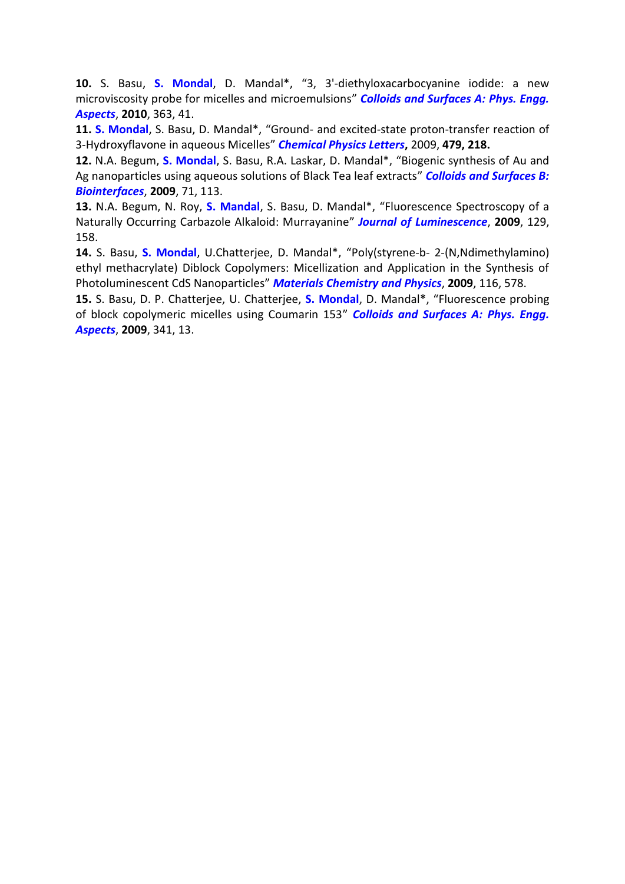**10.** S. Basu, **S. Mondal**, D. Mandal*, "3, 3'-diethyloxacarbocyanine iodide: a new microviscosity probe for micelles and microemulsions" ***Colloids and Surfaces A: Phys. Engg. Aspects***, **2010**, 363, 41.

**11.** **S. Mondal**, S. Basu, D. Mandal*, "Ground- and excited-state proton-transfer reaction of 3-Hydroxyflavone in aqueous Micelles" ***Chemical Physics Letters*****,** 2009, **479, 218.**

**12.** N.A. Begum, **S. Mondal**, S. Basu, R.A. Laskar, D. Mandal*, "Biogenic synthesis of Au and Ag nanoparticles using aqueous solutions of Black Tea leaf extracts" ***Colloids and Surfaces B: Biointerfaces***, **2009**, 71, 113.

**13.** N.A. Begum, N. Roy, **S. Mandal**, S. Basu, D. Mandal*, "Fluorescence Spectroscopy of a Naturally Occurring Carbazole Alkaloid: Murrayanine" ***Journal of Luminescence***, **2009**, 129, 158.

**14.** S. Basu, **S. Mondal**, U.Chatterjee, D. Mandal*, "Poly(styrene-b- 2-(N,Ndimethylamino) ethyl methacrylate) Diblock Copolymers: Micellization and Application in the Synthesis of Photoluminescent CdS Nanoparticles" ***Materials Chemistry and Physics***, **2009**, 116, 578.

**15.** S. Basu, D. P. Chatterjee, U. Chatterjee, **S. Mondal**, D. Mandal*, "Fluorescence probing of block copolymeric micelles using Coumarin 153" ***Colloids and Surfaces A: Phys. Engg. Aspects***, **2009**, 341, 13.